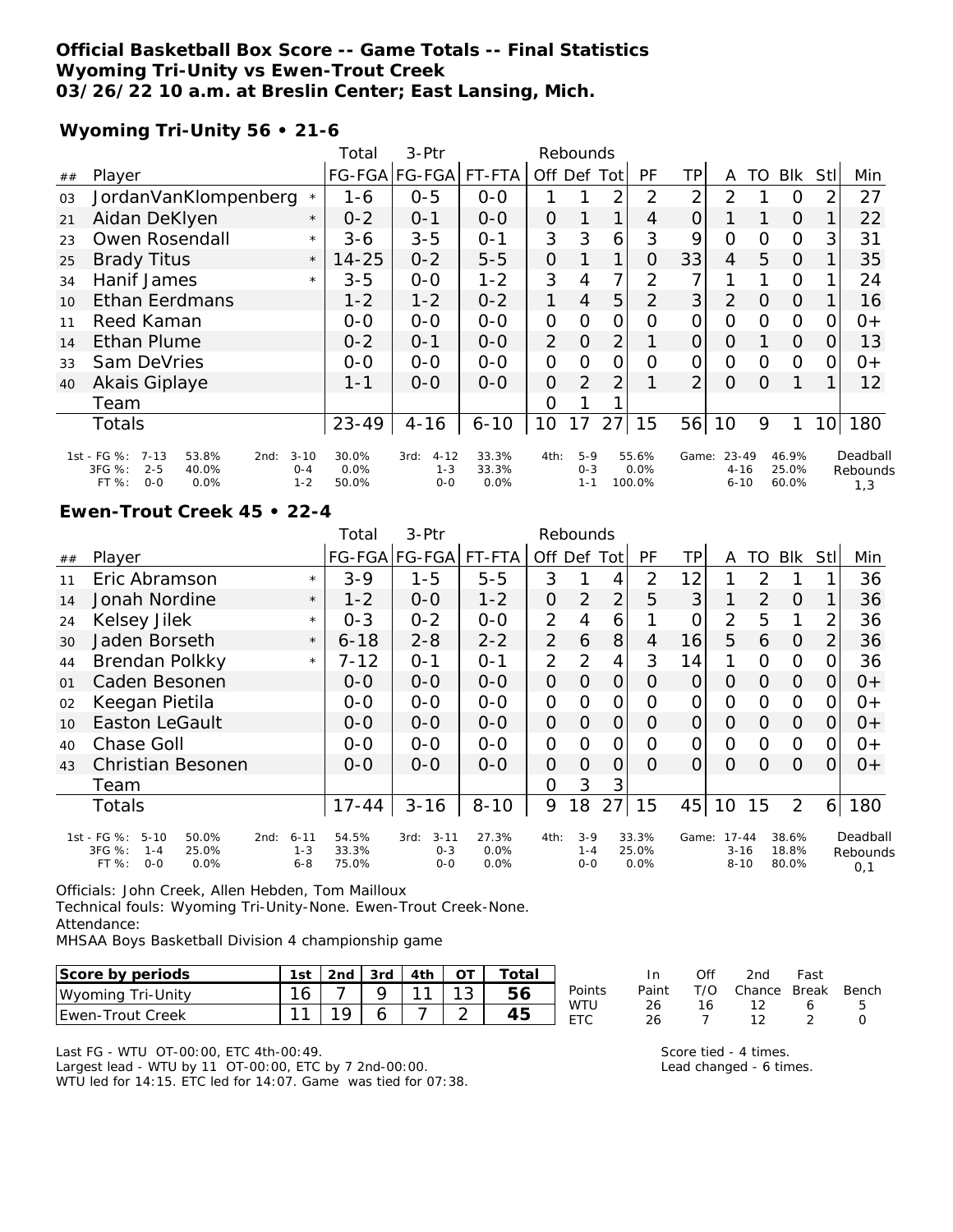**Official Basketball Box Score -- Game Totals -- Final Statistics**
**Wyoming Tri-Unity vs Ewen-Trout Creek**
**03/26/22 10 a.m. at Breslin Center; East Lansing, Mich.**

**Wyoming Tri-Unity 56 • 21-6**

| ## | Player | | Total FG-FGA | 3-Ptr FG-FGA | FT-FTA | Rebounds Off | Def | Tot | PF | TP | A | TO | Blk | Stl | Min |
|---|---|---|---|---|---|---|---|---|---|---|---|---|---|---|---|
| 03 | JordanVanKlompenberg | * | 1-6 | 0-5 | 0-0 | 1 | 1 | 2 | 2 | 2 | 2 | 1 | 0 | 2 | 27 |
| 21 | Aidan DeKlyen | * | 0-2 | 0-1 | 0-0 | 0 | 1 | 1 | 4 | 0 | 1 | 1 | 0 | 1 | 22 |
| 23 | Owen Rosendall | * | 3-6 | 3-5 | 0-1 | 3 | 3 | 6 | 3 | 9 | 0 | 0 | 0 | 3 | 31 |
| 25 | Brady Titus | * | 14-25 | 0-2 | 5-5 | 0 | 1 | 1 | 0 | 33 | 4 | 5 | 0 | 1 | 35 |
| 34 | Hanif James | * | 3-5 | 0-0 | 1-2 | 3 | 4 | 7 | 2 | 7 | 1 | 1 | 0 | 1 | 24 |
| 10 | Ethan Eerdmans | | 1-2 | 1-2 | 0-2 | 1 | 4 | 5 | 2 | 3 | 2 | 0 | 0 | 1 | 16 |
| 11 | Reed Kaman | | 0-0 | 0-0 | 0-0 | 0 | 0 | 0 | 0 | 0 | 0 | 0 | 0 | 0 | 0+ |
| 14 | Ethan Plume | | 0-2 | 0-1 | 0-0 | 2 | 0 | 2 | 1 | 0 | 0 | 1 | 0 | 0 | 13 |
| 33 | Sam DeVries | | 0-0 | 0-0 | 0-0 | 0 | 0 | 0 | 0 | 0 | 0 | 0 | 0 | 0 | 0+ |
| 40 | Akais Giplaye | | 1-1 | 0-0 | 0-0 | 0 | 2 | 2 | 1 | 2 | 0 | 0 | 1 | 1 | 12 |
| | Team | | | | | 0 | 1 | 1 | | | | | | | |
| | Totals | | 23-49 | 4-16 | 6-10 | 10 | 17 | 27 | 15 | 56 | 10 | 9 | 1 | 10 | 180 |

| | 1st | 2nd | 3rd | 4th | Game | |
|---|---|---|---|---|---|---|
| FG % | 7-13 53.8% | 3-10 30.0% | 4-12 33.3% | 5-9 55.6% | 23-49 46.9% | Deadball Rebounds |
| 3FG % | 2-5 40.0% | 0-4 0.0% | 1-3 33.3% | 0-3 0.0% | 4-16 25.0% | 1,3 |
| FT % | 0-0 0.0% | 1-2 50.0% | 0-0 0.0% | 1-1 100.0% | 6-10 60.0% | |

**Ewen-Trout Creek 45 • 22-4**

| ## | Player | | Total FG-FGA | 3-Ptr FG-FGA | FT-FTA | Rebounds Off | Def | Tot | PF | TP | A | TO | Blk | Stl | Min |
|---|---|---|---|---|---|---|---|---|---|---|---|---|---|---|---|
| 11 | Eric Abramson | * | 3-9 | 1-5 | 5-5 | 3 | 1 | 4 | 2 | 12 | 1 | 2 | 1 | 1 | 36 |
| 14 | Jonah Nordine | * | 1-2 | 0-0 | 1-2 | 0 | 2 | 2 | 5 | 3 | 1 | 2 | 0 | 1 | 36 |
| 24 | Kelsey Jilek | * | 0-3 | 0-2 | 0-0 | 2 | 4 | 6 | 1 | 0 | 2 | 5 | 1 | 2 | 36 |
| 30 | Jaden Borseth | * | 6-18 | 2-8 | 2-2 | 2 | 6 | 8 | 4 | 16 | 5 | 6 | 0 | 2 | 36 |
| 44 | Brendan Polkky | * | 7-12 | 0-1 | 0-1 | 2 | 2 | 4 | 3 | 14 | 1 | 0 | 0 | 0 | 36 |
| 01 | Caden Besonen | | 0-0 | 0-0 | 0-0 | 0 | 0 | 0 | 0 | 0 | 0 | 0 | 0 | 0 | 0+ |
| 02 | Keegan Pietila | | 0-0 | 0-0 | 0-0 | 0 | 0 | 0 | 0 | 0 | 0 | 0 | 0 | 0 | 0+ |
| 10 | Easton LeGault | | 0-0 | 0-0 | 0-0 | 0 | 0 | 0 | 0 | 0 | 0 | 0 | 0 | 0 | 0+ |
| 40 | Chase Goll | | 0-0 | 0-0 | 0-0 | 0 | 0 | 0 | 0 | 0 | 0 | 0 | 0 | 0 | 0+ |
| 43 | Christian Besonen | | 0-0 | 0-0 | 0-0 | 0 | 0 | 0 | 0 | 0 | 0 | 0 | 0 | 0 | 0+ |
| | Team | | | | | 0 | 3 | 3 | | | | | | | |
| | Totals | | 17-44 | 3-16 | 8-10 | 9 | 18 | 27 | 15 | 45 | 10 | 15 | 2 | 6 | 180 |

| | 1st | 2nd | 3rd | 4th | Game | |
|---|---|---|---|---|---|---|
| FG % | 5-10 50.0% | 6-11 54.5% | 3-11 27.3% | 3-9 33.3% | 17-44 38.6% | Deadball Rebounds |
| 3FG % | 1-4 25.0% | 1-3 33.3% | 0-3 0.0% | 1-4 25.0% | 3-16 18.8% | 0,1 |
| FT % | 0-0 0.0% | 6-8 75.0% | 0-0 0.0% | 0-0 0.0% | 8-10 80.0% | |

Officials: John Creek, Allen Hebden, Tom Mailloux
Technical fouls: Wyoming Tri-Unity-None. Ewen-Trout Creek-None.
Attendance:
MHSAA Boys Basketball Division 4 championship game

| Score by periods | 1st | 2nd | 3rd | 4th | OT | Total |
|---|---|---|---|---|---|---|
| Wyoming Tri-Unity | 16 | 7 | 9 | 11 | 13 | 56 |
| Ewen-Trout Creek | 11 | 19 | 6 | 7 | 2 | 45 |

| Points | In Paint | Off T/O | 2nd Chance | Fast Break | Bench |
|---|---|---|---|---|---|
| WTU | 26 | 16 | 12 | 6 | 5 |
| ETC | 26 | 7 | 12 | 2 | 0 |

Last FG - WTU OT-00:00, ETC 4th-00:49.
Largest lead - WTU by 11 OT-00:00, ETC by 7 2nd-00:00.
WTU led for 14:15. ETC led for 14:07. Game was tied for 07:38.

Score tied - 4 times.
Lead changed - 6 times.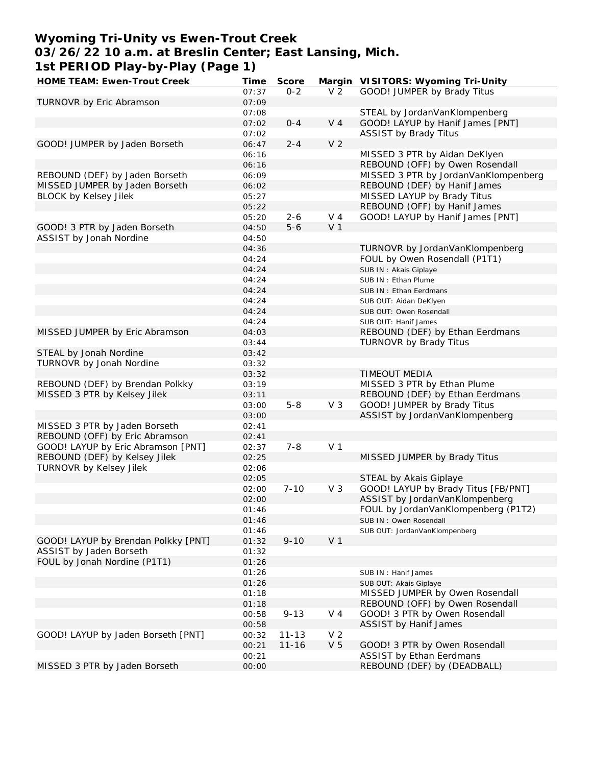# Wyoming Tri-Unity vs Ewen-Trout Creek
## 03/26/22 10 a.m. at Breslin Center; East Lansing, Mich.
## 1st PERIOD Play-by-Play (Page 1)

| HOME TEAM: Ewen-Trout Creek | Time | Score | Margin | VISITORS: Wyoming Tri-Unity |
|---|---|---|---|---|
| | 07:37 | 0-2 | V 2 | GOOD! JUMPER by Brady Titus |
| TURNOVR by Eric Abramson | 07:09 | | | |
| | 07:08 | | | STEAL by JordanVanKlompenberg |
| | 07:02 | 0-4 | V 4 | GOOD! LAYUP by Hanif James [PNT] |
| | 07:02 | | | ASSIST by Brady Titus |
| GOOD! JUMPER by Jaden Borseth | 06:47 | 2-4 | V 2 | |
| | 06:16 | | | MISSED 3 PTR by Aidan DeKlyen |
| | 06:16 | | | REBOUND (OFF) by Owen Rosendall |
| REBOUND (DEF) by Jaden Borseth | 06:09 | | | MISSED 3 PTR by JordanVanKlompenberg |
| MISSED JUMPER by Jaden Borseth | 06:02 | | | REBOUND (DEF) by Hanif James |
| BLOCK by Kelsey Jilek | 05:27 | | | MISSED LAYUP by Brady Titus |
| | 05:22 | | | REBOUND (OFF) by Hanif James |
| | 05:20 | 2-6 | V 4 | GOOD! LAYUP by Hanif James [PNT] |
| GOOD! 3 PTR by Jaden Borseth | 04:50 | 5-6 | V 1 | |
| ASSIST by Jonah Nordine | 04:50 | | | |
| | 04:36 | | | TURNOVR by JordanVanKlompenberg |
| | 04:24 | | | FOUL by Owen Rosendall (P1T1) |
| | 04:24 | | | SUB IN : Akais Giplaye |
| | 04:24 | | | SUB IN : Ethan Plume |
| | 04:24 | | | SUB IN : Ethan Eerdmans |
| | 04:24 | | | SUB OUT: Aidan DeKlyen |
| | 04:24 | | | SUB OUT: Owen Rosendall |
| | 04:24 | | | SUB OUT: Hanif James |
| MISSED JUMPER by Eric Abramson | 04:03 | | | REBOUND (DEF) by Ethan Eerdmans |
| | 03:44 | | | TURNOVR by Brady Titus |
| STEAL by Jonah Nordine | 03:42 | | | |
| TURNOVR by Jonah Nordine | 03:32 | | | |
| | 03:32 | | | TIMEOUT MEDIA |
| REBOUND (DEF) by Brendan Polkky | 03:19 | | | MISSED 3 PTR by Ethan Plume |
| MISSED 3 PTR by Kelsey Jilek | 03:11 | | | REBOUND (DEF) by Ethan Eerdmans |
| | 03:00 | 5-8 | V 3 | GOOD! JUMPER by Brady Titus |
| | 03:00 | | | ASSIST by JordanVanKlompenberg |
| MISSED 3 PTR by Jaden Borseth | 02:41 | | | |
| REBOUND (OFF) by Eric Abramson | 02:41 | | | |
| GOOD! LAYUP by Eric Abramson [PNT] | 02:37 | 7-8 | V 1 | |
| REBOUND (DEF) by Kelsey Jilek | 02:25 | | | MISSED JUMPER by Brady Titus |
| TURNOVR by Kelsey Jilek | 02:06 | | | |
| | 02:05 | | | STEAL by Akais Giplaye |
| | 02:00 | 7-10 | V 3 | GOOD! LAYUP by Brady Titus [FB/PNT] |
| | 02:00 | | | ASSIST by JordanVanKlompenberg |
| | 01:46 | | | FOUL by JordanVanKlompenberg (P1T2) |
| | 01:46 | | | SUB IN : Owen Rosendall |
| | 01:46 | | | SUB OUT: JordanVanKlompenberg |
| GOOD! LAYUP by Brendan Polkky [PNT] | 01:32 | 9-10 | V 1 | |
| ASSIST by Jaden Borseth | 01:32 | | | |
| FOUL by Jonah Nordine (P1T1) | 01:26 | | | |
| | 01:26 | | | SUB IN : Hanif James |
| | 01:26 | | | SUB OUT: Akais Giplaye |
| | 01:18 | | | MISSED JUMPER by Owen Rosendall |
| | 01:18 | | | REBOUND (OFF) by Owen Rosendall |
| | 00:58 | 9-13 | V 4 | GOOD! 3 PTR by Owen Rosendall |
| | 00:58 | | | ASSIST by Hanif James |
| GOOD! LAYUP by Jaden Borseth [PNT] | 00:32 | 11-13 | V 2 | |
| | 00:21 | 11-16 | V 5 | GOOD! 3 PTR by Owen Rosendall |
| | 00:21 | | | ASSIST by Ethan Eerdmans |
| MISSED 3 PTR by Jaden Borseth | 00:00 | | | REBOUND (DEF) by (DEADBALL) |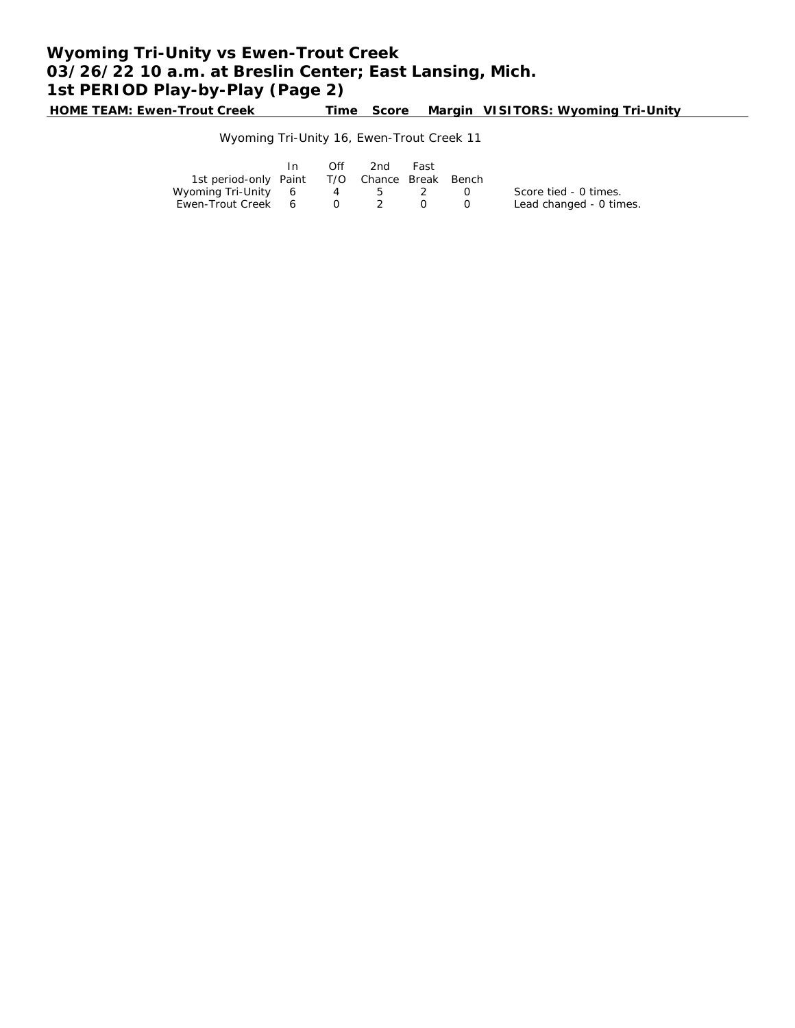# Wyoming Tri-Unity vs Ewen-Trout Creek
# 03/26/22 10 a.m. at Breslin Center; East Lansing, Mich.
# 1st PERIOD Play-by-Play (Page 2)

| HOME TEAM: Ewen-Trout Creek | Time | Score | Margin | VISITORS: Wyoming Tri-Unity |
|---|---|---|---|---|

Wyoming Tri-Unity 16, Ewen-Trout Creek 11

| 1st period-only | In Paint | Off T/O | 2nd Chance | Fast Break | Bench |
|---|---|---|---|---|---|
| Wyoming Tri-Unity | 6 | 4 | 5 | 2 | 0 |
| Ewen-Trout Creek | 6 | 0 | 2 | 0 | 0 |

Score tied - 0 times.
Lead changed - 0 times.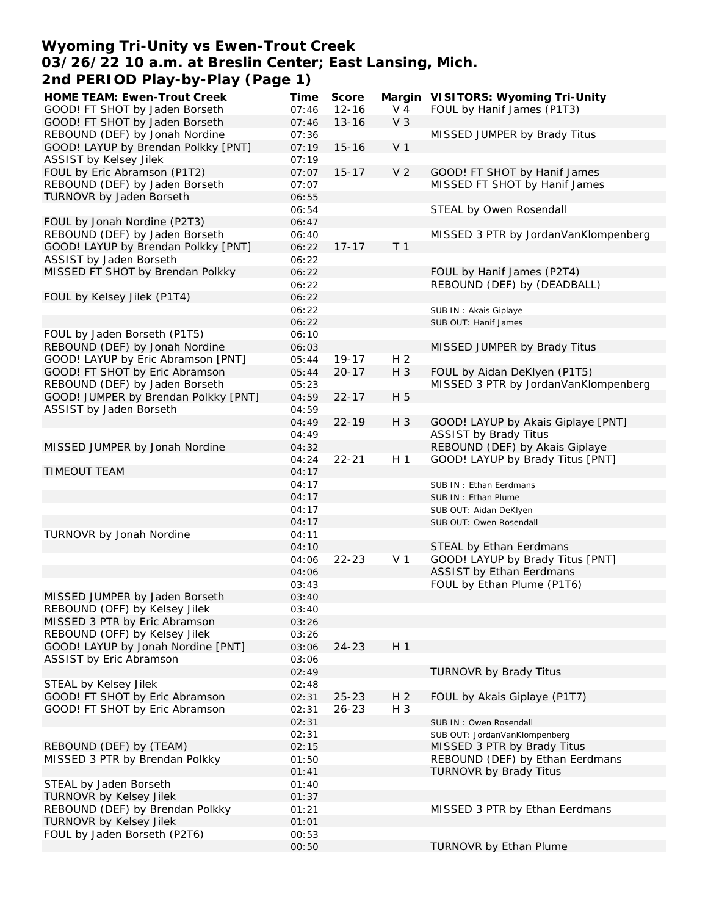# Wyoming Tri-Unity vs Ewen-Trout Creek
## 03/26/22 10 a.m. at Breslin Center; East Lansing, Mich.
## 2nd PERIOD Play-by-Play (Page 1)

| HOME TEAM: Ewen-Trout Creek | Time | Score | Margin | VISITORS: Wyoming Tri-Unity |
|---|---|---|---|---|
| GOOD! FT SHOT by Jaden Borseth | 07:46 | 12-16 | V 4 | FOUL by Hanif James (P1T3) |
| GOOD! FT SHOT by Jaden Borseth | 07:46 | 13-16 | V 3 | |
| REBOUND (DEF) by Jonah Nordine | 07:36 | | | MISSED JUMPER by Brady Titus |
| GOOD! LAYUP by Brendan Polkky [PNT] | 07:19 | 15-16 | V 1 | |
| ASSIST by Kelsey Jilek | 07:19 | | | |
| FOUL by Eric Abramson (P1T2) | 07:07 | 15-17 | V 2 | GOOD! FT SHOT by Hanif James |
| REBOUND (DEF) by Jaden Borseth | 07:07 | | | MISSED FT SHOT by Hanif James |
| TURNOVR by Jaden Borseth | 06:55 | | | |
| | 06:54 | | | STEAL by Owen Rosendall |
| FOUL by Jonah Nordine (P2T3) | 06:47 | | | |
| REBOUND (DEF) by Jaden Borseth | 06:40 | | | MISSED 3 PTR by JordanVanKlompenberg |
| GOOD! LAYUP by Brendan Polkky [PNT] | 06:22 | 17-17 | T 1 | |
| ASSIST by Jaden Borseth | 06:22 | | | |
| MISSED FT SHOT by Brendan Polkky | 06:22 | | | FOUL by Hanif James (P2T4) |
| | 06:22 | | | REBOUND (DEF) by (DEADBALL) |
| FOUL by Kelsey Jilek (P1T4) | 06:22 | | | |
| | 06:22 | | | SUB IN : Akais Giplaye |
| | 06:22 | | | SUB OUT: Hanif James |
| FOUL by Jaden Borseth (P1T5) | 06:10 | | | |
| REBOUND (DEF) by Jonah Nordine | 06:03 | | | MISSED JUMPER by Brady Titus |
| GOOD! LAYUP by Eric Abramson [PNT] | 05:44 | 19-17 | H 2 | |
| GOOD! FT SHOT by Eric Abramson | 05:44 | 20-17 | H 3 | FOUL by Aidan DeKlyen (P1T5) |
| REBOUND (DEF) by Jaden Borseth | 05:23 | | | MISSED 3 PTR by JordanVanKlompenberg |
| GOOD! JUMPER by Brendan Polkky [PNT] | 04:59 | 22-17 | H 5 | |
| ASSIST by Jaden Borseth | 04:59 | | | |
| | 04:49 | 22-19 | H 3 | GOOD! LAYUP by Akais Giplaye [PNT] |
| | 04:49 | | | ASSIST by Brady Titus |
| MISSED JUMPER by Jonah Nordine | 04:32 | | | REBOUND (DEF) by Akais Giplaye |
| | 04:24 | 22-21 | H 1 | GOOD! LAYUP by Brady Titus [PNT] |
| TIMEOUT TEAM | 04:17 | | | |
| | 04:17 | | | SUB IN : Ethan Eerdmans |
| | 04:17 | | | SUB IN : Ethan Plume |
| | 04:17 | | | SUB OUT: Aidan DeKlyen |
| | 04:17 | | | SUB OUT: Owen Rosendall |
| TURNOVR by Jonah Nordine | 04:11 | | | |
| | 04:10 | | | STEAL by Ethan Eerdmans |
| | 04:06 | 22-23 | V 1 | GOOD! LAYUP by Brady Titus [PNT] |
| | 04:06 | | | ASSIST by Ethan Eerdmans |
| | 03:43 | | | FOUL by Ethan Plume (P1T6) |
| MISSED JUMPER by Jaden Borseth | 03:40 | | | |
| REBOUND (OFF) by Kelsey Jilek | 03:40 | | | |
| MISSED 3 PTR by Eric Abramson | 03:26 | | | |
| REBOUND (OFF) by Kelsey Jilek | 03:26 | | | |
| GOOD! LAYUP by Jonah Nordine [PNT] | 03:06 | 24-23 | H 1 | |
| ASSIST by Eric Abramson | 03:06 | | | |
| | 02:49 | | | TURNOVR by Brady Titus |
| STEAL by Kelsey Jilek | 02:48 | | | |
| GOOD! FT SHOT by Eric Abramson | 02:31 | 25-23 | H 2 | FOUL by Akais Giplaye (P1T7) |
| GOOD! FT SHOT by Eric Abramson | 02:31 | 26-23 | H 3 | |
| | 02:31 | | | SUB IN : Owen Rosendall |
| | 02:31 | | | SUB OUT: JordanVanKlompenberg |
| REBOUND (DEF) by (TEAM) | 02:15 | | | MISSED 3 PTR by Brady Titus |
| MISSED 3 PTR by Brendan Polkky | 01:50 | | | REBOUND (DEF) by Ethan Eerdmans |
| | 01:41 | | | TURNOVR by Brady Titus |
| STEAL by Jaden Borseth | 01:40 | | | |
| TURNOVR by Kelsey Jilek | 01:37 | | | |
| REBOUND (DEF) by Brendan Polkky | 01:21 | | | MISSED 3 PTR by Ethan Eerdmans |
| TURNOVR by Kelsey Jilek | 01:01 | | | |
| FOUL by Jaden Borseth (P2T6) | 00:53 | | | |
| | 00:50 | | | TURNOVR by Ethan Plume |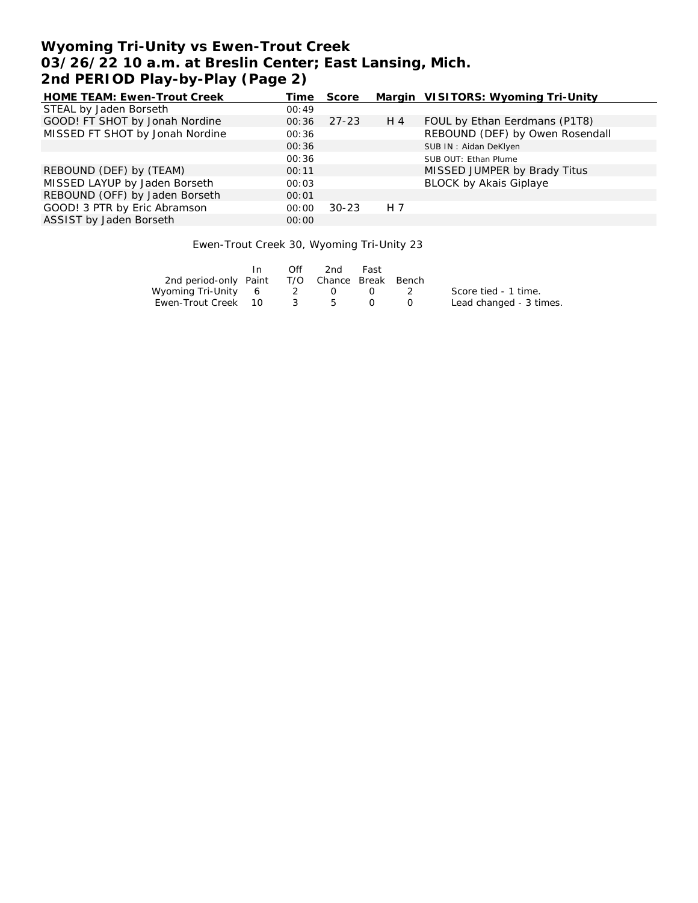# Wyoming Tri-Unity vs Ewen-Trout Creek
# 03/26/22 10 a.m. at Breslin Center; East Lansing, Mich.
# 2nd PERIOD Play-by-Play (Page 2)

| HOME TEAM: Ewen-Trout Creek | Time | Score | Margin | VISITORS: Wyoming Tri-Unity |
|---|---|---|---|---|
| STEAL by Jaden Borseth | 00:49 | | | |
| GOOD! FT SHOT by Jonah Nordine | 00:36 | 27-23 | H 4 | FOUL by Ethan Eerdmans (P1T8) |
| MISSED FT SHOT by Jonah Nordine | 00:36 | | | REBOUND (DEF) by Owen Rosendall |
| | 00:36 | | | SUB IN : Aidan DeKlyen |
| | 00:36 | | | SUB OUT: Ethan Plume |
| REBOUND (DEF) by (TEAM) | 00:11 | | | MISSED JUMPER by Brady Titus |
| MISSED LAYUP by Jaden Borseth | 00:03 | | | BLOCK by Akais Giplaye |
| REBOUND (OFF) by Jaden Borseth | 00:01 | | | |
| GOOD! 3 PTR by Eric Abramson | 00:00 | 30-23 | H 7 | |
| ASSIST by Jaden Borseth | 00:00 | | | |

Ewen-Trout Creek 30, Wyoming Tri-Unity 23

| 2nd period-only | In Paint | Off T/O | 2nd Chance | Fast Break | Bench |
|---|---|---|---|---|---|
| Wyoming Tri-Unity | 6 | 2 | 0 | 0 | 2 |
| Ewen-Trout Creek | 10 | 3 | 5 | 0 | 0 |

Score tied - 1 time.
Lead changed - 3 times.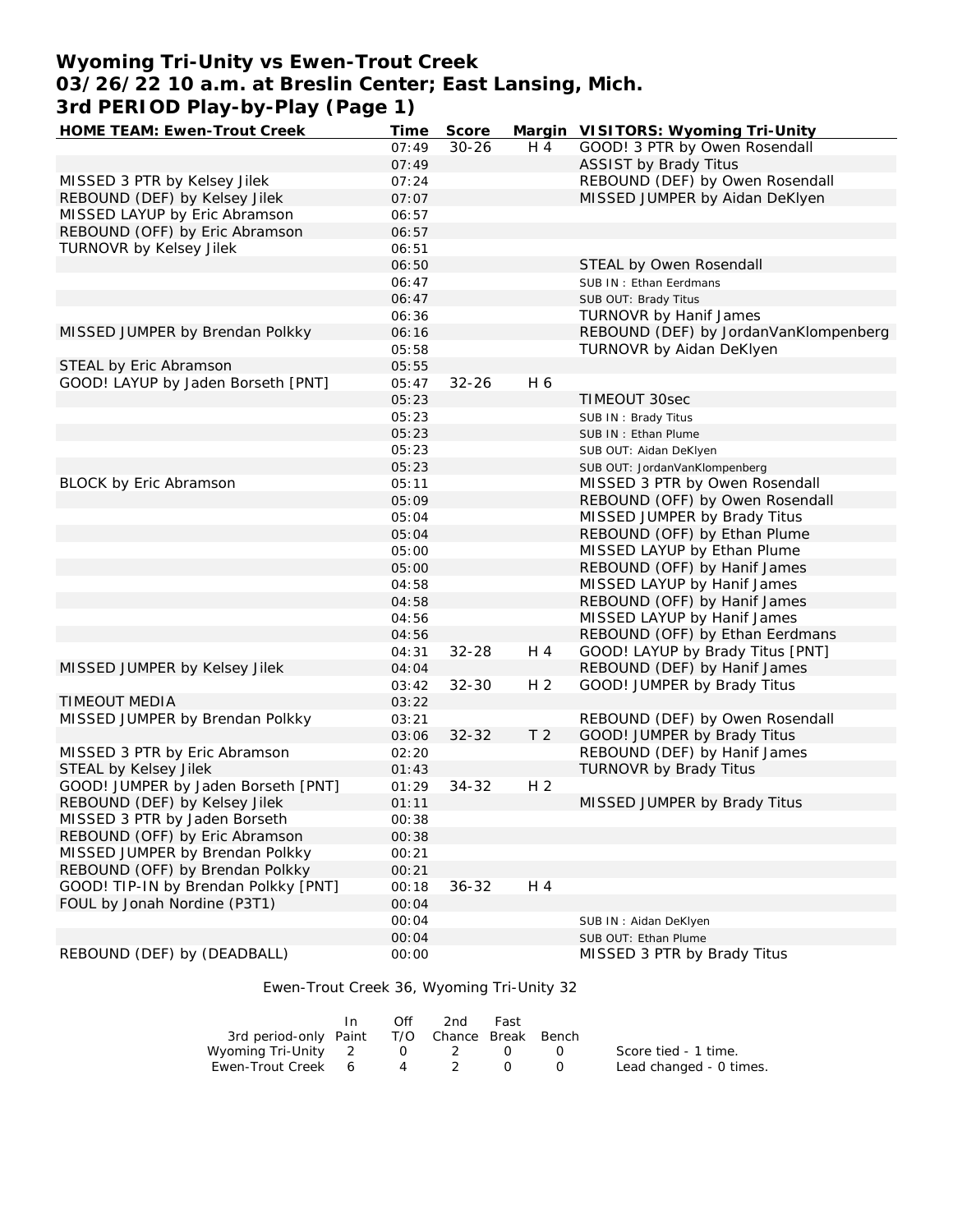# Wyoming Tri-Unity vs Ewen-Trout Creek
## 03/26/22 10 a.m. at Breslin Center; East Lansing, Mich.
## 3rd PERIOD Play-by-Play (Page 1)

| HOME TEAM: Ewen-Trout Creek | Time | Score | Margin | VISITORS: Wyoming Tri-Unity |
|---|---|---|---|---|
| | 07:49 | 30-26 | H 4 | GOOD! 3 PTR by Owen Rosendall |
| | 07:49 | | | ASSIST by Brady Titus |
| MISSED 3 PTR by Kelsey Jilek | 07:24 | | | REBOUND (DEF) by Owen Rosendall |
| REBOUND (DEF) by Kelsey Jilek | 07:07 | | | MISSED JUMPER by Aidan DeKlyen |
| MISSED LAYUP by Eric Abramson | 06:57 | | | |
| REBOUND (OFF) by Eric Abramson | 06:57 | | | |
| TURNOVR by Kelsey Jilek | 06:51 | | | |
| | 06:50 | | | STEAL by Owen Rosendall |
| | 06:47 | | | SUB IN : Ethan Eerdmans |
| | 06:47 | | | SUB OUT: Brady Titus |
| | 06:36 | | | TURNOVR by Hanif James |
| MISSED JUMPER by Brendan Polkky | 06:16 | | | REBOUND (DEF) by JordanVanKlompenberg |
| | 05:58 | | | TURNOVR by Aidan DeKlyen |
| STEAL by Eric Abramson | 05:55 | | | |
| GOOD! LAYUP by Jaden Borseth [PNT] | 05:47 | 32-26 | H 6 | |
| | 05:23 | | | TIMEOUT 30sec |
| | 05:23 | | | SUB IN : Brady Titus |
| | 05:23 | | | SUB IN : Ethan Plume |
| | 05:23 | | | SUB OUT: Aidan DeKlyen |
| | 05:23 | | | SUB OUT: JordanVanKlompenberg |
| BLOCK by Eric Abramson | 05:11 | | | MISSED 3 PTR by Owen Rosendall |
| | 05:09 | | | REBOUND (OFF) by Owen Rosendall |
| | 05:04 | | | MISSED JUMPER by Brady Titus |
| | 05:04 | | | REBOUND (OFF) by Ethan Plume |
| | 05:00 | | | MISSED LAYUP by Ethan Plume |
| | 05:00 | | | REBOUND (OFF) by Hanif James |
| | 04:58 | | | MISSED LAYUP by Hanif James |
| | 04:58 | | | REBOUND (OFF) by Hanif James |
| | 04:56 | | | MISSED LAYUP by Hanif James |
| | 04:56 | | | REBOUND (OFF) by Ethan Eerdmans |
| | 04:31 | 32-28 | H 4 | GOOD! LAYUP by Brady Titus [PNT] |
| MISSED JUMPER by Kelsey Jilek | 04:04 | | | REBOUND (DEF) by Hanif James |
| | 03:42 | 32-30 | H 2 | GOOD! JUMPER by Brady Titus |
| TIMEOUT MEDIA | 03:22 | | | |
| MISSED JUMPER by Brendan Polkky | 03:21 | | | REBOUND (DEF) by Owen Rosendall |
| | 03:06 | 32-32 | T 2 | GOOD! JUMPER by Brady Titus |
| MISSED 3 PTR by Eric Abramson | 02:20 | | | REBOUND (DEF) by Hanif James |
| STEAL by Kelsey Jilek | 01:43 | | | TURNOVR by Brady Titus |
| GOOD! JUMPER by Jaden Borseth [PNT] | 01:29 | 34-32 | H 2 | |
| REBOUND (DEF) by Kelsey Jilek | 01:11 | | | MISSED JUMPER by Brady Titus |
| MISSED 3 PTR by Jaden Borseth | 00:38 | | | |
| REBOUND (OFF) by Eric Abramson | 00:38 | | | |
| MISSED JUMPER by Brendan Polkky | 00:21 | | | |
| REBOUND (OFF) by Brendan Polkky | 00:21 | | | |
| GOOD! TIP-IN by Brendan Polkky [PNT] | 00:18 | 36-32 | H 4 | |
| FOUL by Jonah Nordine (P3T1) | 00:04 | | | |
| | 00:04 | | | SUB IN : Aidan DeKlyen |
| | 00:04 | | | SUB OUT: Ethan Plume |
| REBOUND (DEF) by (DEADBALL) | 00:00 | | | MISSED 3 PTR by Brady Titus |

Ewen-Trout Creek 36, Wyoming Tri-Unity 32

| 3rd period-only | In Paint | Off T/O | 2nd Chance | Fast Break | Bench |
|---|---|---|---|---|---|
| Wyoming Tri-Unity | 2 | 0 | 2 | 0 | 0 |
| Ewen-Trout Creek | 6 | 4 | 2 | 0 | 0 |

Score tied - 1 time.
Lead changed - 0 times.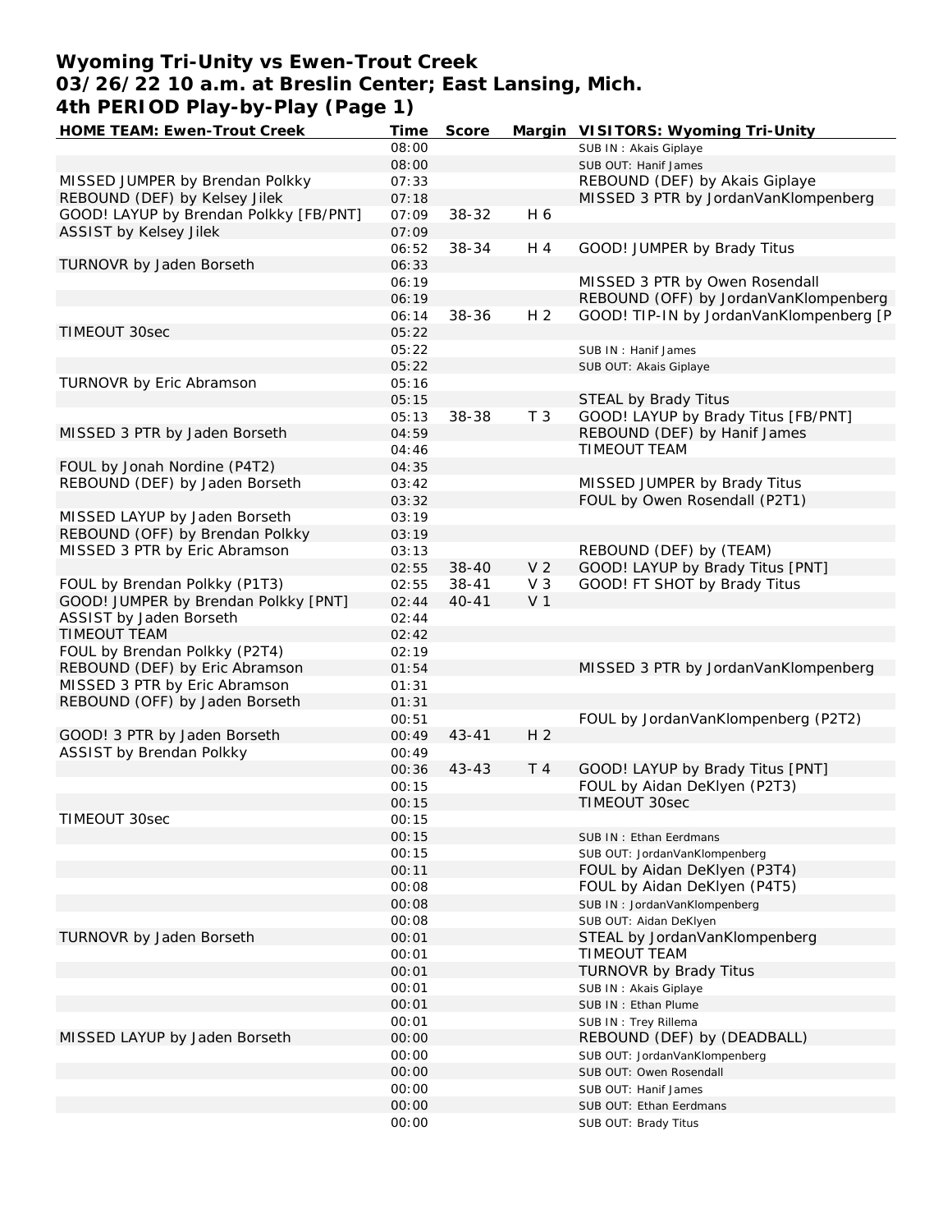# Wyoming Tri-Unity vs Ewen-Trout Creek
## 03/26/22 10 a.m. at Breslin Center; East Lansing, Mich.
## 4th PERIOD Play-by-Play (Page 1)

| HOME TEAM: Ewen-Trout Creek | Time | Score | Margin | VISITORS: Wyoming Tri-Unity |
|---|---|---|---|---|
| | 08:00 | | | SUB IN : Akais Giplaye |
| | 08:00 | | | SUB OUT: Hanif James |
| MISSED JUMPER by Brendan Polkky | 07:33 | | | REBOUND (DEF) by Akais Giplaye |
| REBOUND (DEF) by Kelsey Jilek | 07:18 | | | MISSED 3 PTR by JordanVanKlompenberg |
| GOOD! LAYUP by Brendan Polkky [FB/PNT] | 07:09 | 38-32 | H 6 | |
| ASSIST by Kelsey Jilek | 07:09 | | | |
| | 06:52 | 38-34 | H 4 | GOOD! JUMPER by Brady Titus |
| TURNOVR by Jaden Borseth | 06:33 | | | |
| | 06:19 | | | MISSED 3 PTR by Owen Rosendall |
| | 06:19 | | | REBOUND (OFF) by JordanVanKlompenberg |
| | 06:14 | 38-36 | H 2 | GOOD! TIP-IN by JordanVanKlompenberg [P |
| TIMEOUT 30sec | 05:22 | | | |
| | 05:22 | | | SUB IN : Hanif James |
| | 05:22 | | | SUB OUT: Akais Giplaye |
| TURNOVR by Eric Abramson | 05:16 | | | |
| | 05:15 | | | STEAL by Brady Titus |
| | 05:13 | 38-38 | T 3 | GOOD! LAYUP by Brady Titus [FB/PNT] |
| MISSED 3 PTR by Jaden Borseth | 04:59 | | | REBOUND (DEF) by Hanif James |
| | 04:46 | | | TIMEOUT TEAM |
| FOUL by Jonah Nordine (P4T2) | 04:35 | | | |
| REBOUND (DEF) by Jaden Borseth | 03:42 | | | MISSED JUMPER by Brady Titus |
| | 03:32 | | | FOUL by Owen Rosendall (P2T1) |
| MISSED LAYUP by Jaden Borseth | 03:19 | | | |
| REBOUND (OFF) by Brendan Polkky | 03:19 | | | |
| MISSED 3 PTR by Eric Abramson | 03:13 | | | REBOUND (DEF) by (TEAM) |
| | 02:55 | 38-40 | V 2 | GOOD! LAYUP by Brady Titus [PNT] |
| FOUL by Brendan Polkky (P1T3) | 02:55 | 38-41 | V 3 | GOOD! FT SHOT by Brady Titus |
| GOOD! JUMPER by Brendan Polkky [PNT] | 02:44 | 40-41 | V 1 | |
| ASSIST by Jaden Borseth | 02:44 | | | |
| TIMEOUT TEAM | 02:42 | | | |
| FOUL by Brendan Polkky (P2T4) | 02:19 | | | |
| REBOUND (DEF) by Eric Abramson | 01:54 | | | MISSED 3 PTR by JordanVanKlompenberg |
| MISSED 3 PTR by Eric Abramson | 01:31 | | | |
| REBOUND (OFF) by Jaden Borseth | 01:31 | | | |
| | 00:51 | | | FOUL by JordanVanKlompenberg (P2T2) |
| GOOD! 3 PTR by Jaden Borseth | 00:49 | 43-41 | H 2 | |
| ASSIST by Brendan Polkky | 00:49 | | | |
| | 00:36 | 43-43 | T 4 | GOOD! LAYUP by Brady Titus [PNT] |
| | 00:15 | | | FOUL by Aidan DeKlyen (P2T3) |
| | 00:15 | | | TIMEOUT 30sec |
| TIMEOUT 30sec | 00:15 | | | |
| | 00:15 | | | SUB IN : Ethan Eerdmans |
| | 00:15 | | | SUB OUT: JordanVanKlompenberg |
| | 00:11 | | | FOUL by Aidan DeKlyen (P3T4) |
| | 00:08 | | | FOUL by Aidan DeKlyen (P4T5) |
| | 00:08 | | | SUB IN : JordanVanKlompenberg |
| | 00:08 | | | SUB OUT: Aidan DeKlyen |
| TURNOVR by Jaden Borseth | 00:01 | | | STEAL by JordanVanKlompenberg |
| | 00:01 | | | TIMEOUT TEAM |
| | 00:01 | | | TURNOVR by Brady Titus |
| | 00:01 | | | SUB IN : Akais Giplaye |
| | 00:01 | | | SUB IN : Ethan Plume |
| | 00:01 | | | SUB IN : Trey Rillema |
| MISSED LAYUP by Jaden Borseth | 00:00 | | | REBOUND (DEF) by (DEADBALL) |
| | 00:00 | | | SUB OUT: JordanVanKlompenberg |
| | 00:00 | | | SUB OUT: Owen Rosendall |
| | 00:00 | | | SUB OUT: Hanif James |
| | 00:00 | | | SUB OUT: Ethan Eerdmans |
| | 00:00 | | | SUB OUT: Brady Titus |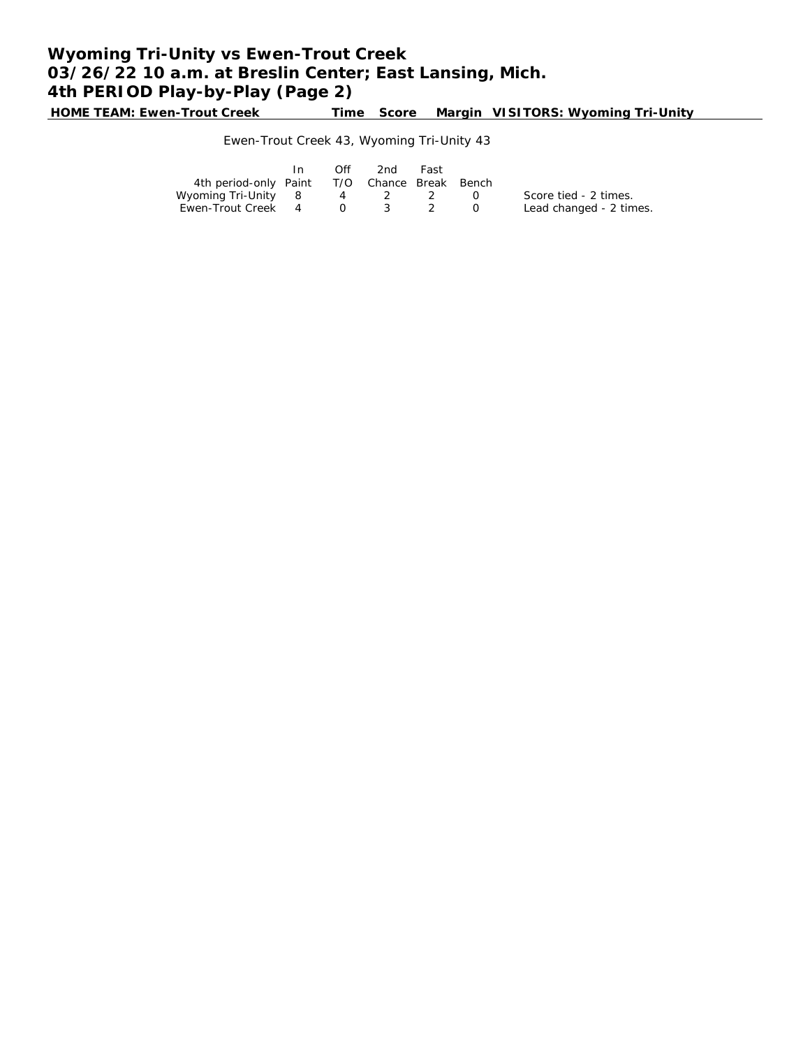# Wyoming Tri-Unity vs Ewen-Trout Creek
# 03/26/22 10 a.m. at Breslin Center; East Lansing, Mich.
# 4th PERIOD Play-by-Play (Page 2)

| HOME TEAM: Ewen-Trout Creek | Time | Score | Margin | VISITORS: Wyoming Tri-Unity |
|---|---|---|---|---|

Ewen-Trout Creek 43, Wyoming Tri-Unity 43

| 4th period-only | In Paint | Off T/O | 2nd Chance | Fast Break | Bench |
|---|---|---|---|---|---|
| Wyoming Tri-Unity | 8 | 4 | 2 | 2 | 0 |
| Ewen-Trout Creek | 4 | 0 | 3 | 2 | 0 |

Score tied - 2 times.
Lead changed - 2 times.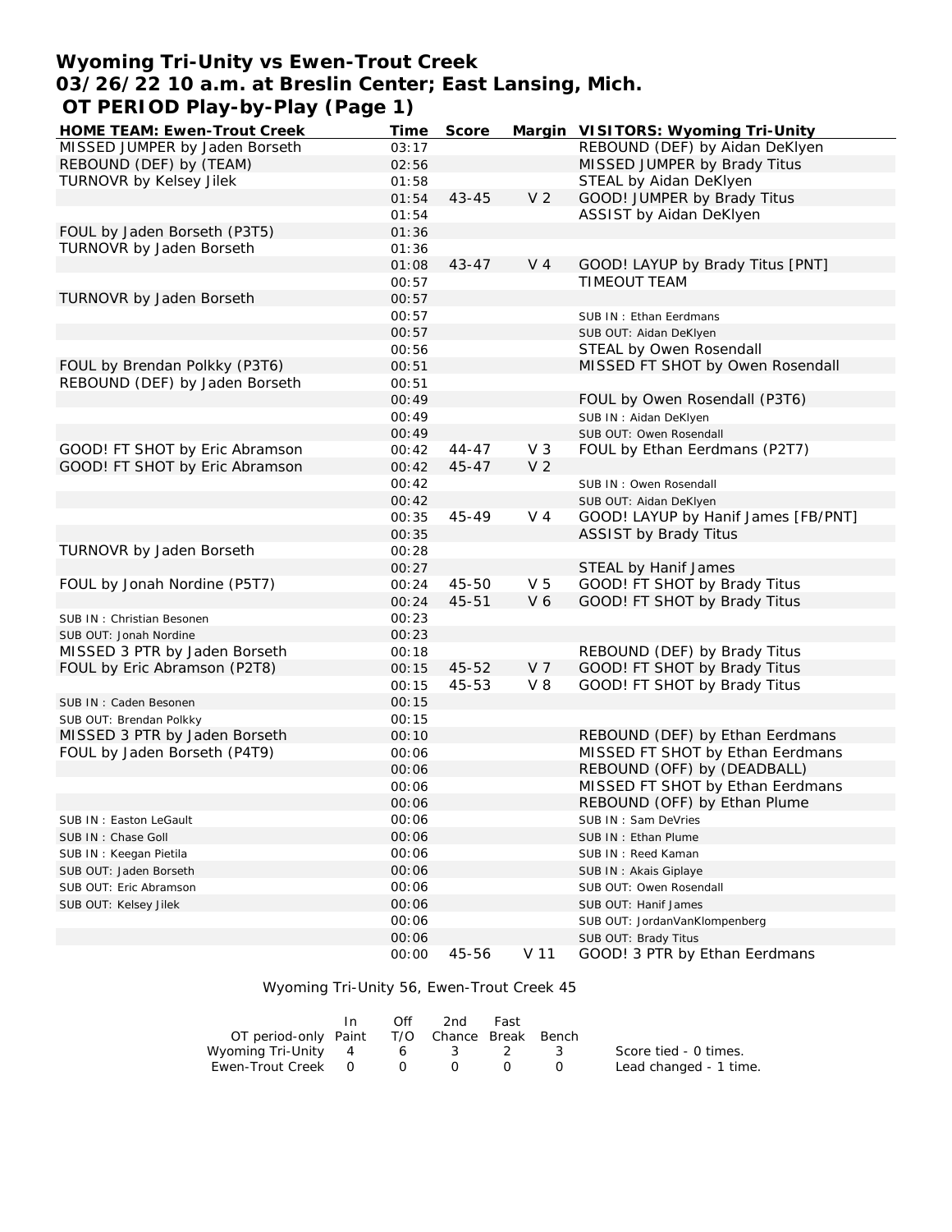# Wyoming Tri-Unity vs Ewen-Trout Creek
## 03/26/22 10 a.m. at Breslin Center; East Lansing, Mich.
## OT PERIOD Play-by-Play (Page 1)

| HOME TEAM: Ewen-Trout Creek | Time | Score | Margin | VISITORS: Wyoming Tri-Unity |
|---|---|---|---|---|
| MISSED JUMPER by Jaden Borseth | 03:17 | | | REBOUND (DEF) by Aidan DeKlyen |
| REBOUND (DEF) by (TEAM) | 02:56 | | | MISSED JUMPER by Brady Titus |
| TURNOVR by Kelsey Jilek | 01:58 | | | STEAL by Aidan DeKlyen |
| | 01:54 | 43-45 | V 2 | GOOD! JUMPER by Brady Titus |
| | 01:54 | | | ASSIST by Aidan DeKlyen |
| FOUL by Jaden Borseth (P3T5) | 01:36 | | | |
| TURNOVR by Jaden Borseth | 01:36 | | | |
| | 01:08 | 43-47 | V 4 | GOOD! LAYUP by Brady Titus [PNT] |
| | 00:57 | | | TIMEOUT TEAM |
| TURNOVR by Jaden Borseth | 00:57 | | | |
| | 00:57 | | | SUB IN : Ethan Eerdmans |
| | 00:57 | | | SUB OUT: Aidan DeKlyen |
| | 00:56 | | | STEAL by Owen Rosendall |
| FOUL by Brendan Polkky (P3T6) | 00:51 | | | MISSED FT SHOT by Owen Rosendall |
| REBOUND (DEF) by Jaden Borseth | 00:51 | | | |
| | 00:49 | | | FOUL by Owen Rosendall (P3T6) |
| | 00:49 | | | SUB IN : Aidan DeKlyen |
| | 00:49 | | | SUB OUT: Owen Rosendall |
| GOOD! FT SHOT by Eric Abramson | 00:42 | 44-47 | V 3 | FOUL by Ethan Eerdmans (P2T7) |
| GOOD! FT SHOT by Eric Abramson | 00:42 | 45-47 | V 2 | |
| | 00:42 | | | SUB IN : Owen Rosendall |
| | 00:42 | | | SUB OUT: Aidan DeKlyen |
| | 00:35 | 45-49 | V 4 | GOOD! LAYUP by Hanif James [FB/PNT] |
| | 00:35 | | | ASSIST by Brady Titus |
| TURNOVR by Jaden Borseth | 00:28 | | | |
| | 00:27 | | | STEAL by Hanif James |
| FOUL by Jonah Nordine (P5T7) | 00:24 | 45-50 | V 5 | GOOD! FT SHOT by Brady Titus |
| | 00:24 | 45-51 | V 6 | GOOD! FT SHOT by Brady Titus |
| SUB IN : Christian Besonen | 00:23 | | | |
| SUB OUT: Jonah Nordine | 00:23 | | | |
| MISSED 3 PTR by Jaden Borseth | 00:18 | | | REBOUND (DEF) by Brady Titus |
| FOUL by Eric Abramson (P2T8) | 00:15 | 45-52 | V 7 | GOOD! FT SHOT by Brady Titus |
| | 00:15 | 45-53 | V 8 | GOOD! FT SHOT by Brady Titus |
| SUB IN : Caden Besonen | 00:15 | | | |
| SUB OUT: Brendan Polkky | 00:15 | | | |
| MISSED 3 PTR by Jaden Borseth | 00:10 | | | REBOUND (DEF) by Ethan Eerdmans |
| FOUL by Jaden Borseth (P4T9) | 00:06 | | | MISSED FT SHOT by Ethan Eerdmans |
| | 00:06 | | | REBOUND (OFF) by (DEADBALL) |
| | 00:06 | | | MISSED FT SHOT by Ethan Eerdmans |
| | 00:06 | | | REBOUND (OFF) by Ethan Plume |
| SUB IN : Easton LeGault | 00:06 | | | SUB IN : Sam DeVries |
| SUB IN : Chase Goll | 00:06 | | | SUB IN : Ethan Plume |
| SUB IN : Keegan Pietila | 00:06 | | | SUB IN : Reed Kaman |
| SUB OUT: Jaden Borseth | 00:06 | | | SUB IN : Akais Giplaye |
| SUB OUT: Eric Abramson | 00:06 | | | SUB OUT: Owen Rosendall |
| SUB OUT: Kelsey Jilek | 00:06 | | | SUB OUT: Hanif James |
| | 00:06 | | | SUB OUT: JordanVanKlompenberg |
| | 00:06 | | | SUB OUT: Brady Titus |
| | 00:00 | 45-56 | V 11 | GOOD! 3 PTR by Ethan Eerdmans |

Wyoming Tri-Unity 56, Ewen-Trout Creek 45

| OT period-only | In Paint | Off T/O | 2nd Chance | Fast Break | Bench |
|---|---|---|---|---|---|
| Wyoming Tri-Unity | 4 | 6 | 3 | 2 | 3 |
| Ewen-Trout Creek | 0 | 0 | 0 | 0 | 0 |

Score tied - 0 times.
Lead changed - 1 time.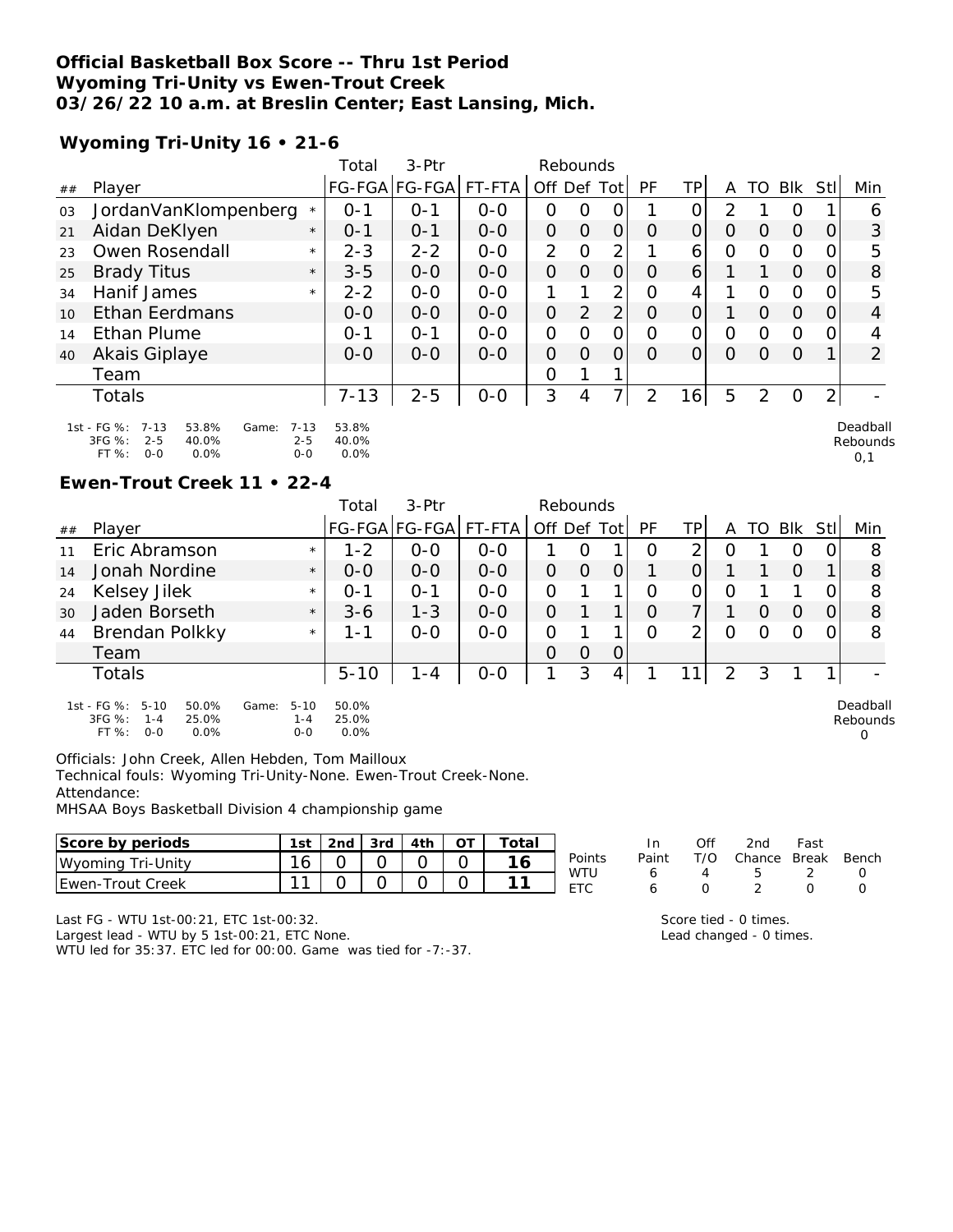**Official Basketball Box Score -- Thru 1st Period**
**Wyoming Tri-Unity vs Ewen-Trout Creek**
**03/26/22 10 a.m. at Breslin Center; East Lansing, Mich.**

**Wyoming Tri-Unity 16 • 21-6**

| ## | Player | | Total FG-FGA | 3-Ptr FG-FGA | FT-FTA | Rebounds Off | Def | Tot | PF | TP | A | TO | Blk | Stl | Min |
|---|---|---|---|---|---|---|---|---|---|---|---|---|---|---|---|
| 03 | JordanVanKlompenberg | * | 0-1 | 0-1 | 0-0 | 0 | 0 | 0 | 1 | 0 | 2 | 1 | 0 | 1 | 6 |
| 21 | Aidan DeKlyen | * | 0-1 | 0-1 | 0-0 | 0 | 0 | 0 | 0 | 0 | 0 | 0 | 0 | 0 | 3 |
| 23 | Owen Rosendall | * | 2-3 | 2-2 | 0-0 | 2 | 0 | 2 | 1 | 6 | 0 | 0 | 0 | 0 | 5 |
| 25 | Brady Titus | * | 3-5 | 0-0 | 0-0 | 0 | 0 | 0 | 0 | 6 | 1 | 1 | 0 | 0 | 8 |
| 34 | Hanif James | * | 2-2 | 0-0 | 0-0 | 1 | 1 | 2 | 0 | 4 | 1 | 0 | 0 | 0 | 5 |
| 10 | Ethan Eerdmans | | 0-0 | 0-0 | 0-0 | 0 | 2 | 2 | 0 | 0 | 1 | 0 | 0 | 0 | 4 |
| 14 | Ethan Plume | | 0-1 | 0-1 | 0-0 | 0 | 0 | 0 | 0 | 0 | 0 | 0 | 0 | 0 | 4 |
| 40 | Akais Giplaye | | 0-0 | 0-0 | 0-0 | 0 | 0 | 0 | 0 | 0 | 0 | 0 | 0 | 1 | 2 |
| | Team | | | | | 0 | 1 | 1 | | | | | | | |
| | Totals | | 7-13 | 2-5 | 0-0 | 3 | 4 | 7 | 2 | 16 | 5 | 2 | 0 | 2 | - |

1st - FG %: 7-13 53.8% Game: 7-13 53.8%
3FG %: 2-5 40.0% 2-5 40.0%
FT %: 0-0 0.0% 0-0 0.0%

Deadball Rebounds 0,1

**Ewen-Trout Creek 11 • 22-4**

| ## | Player | | Total FG-FGA | 3-Ptr FG-FGA | FT-FTA | Rebounds Off | Def | Tot | PF | TP | A | TO | Blk | Stl | Min |
|---|---|---|---|---|---|---|---|---|---|---|---|---|---|---|---|
| 11 | Eric Abramson | * | 1-2 | 0-0 | 0-0 | 1 | 0 | 1 | 0 | 2 | 0 | 1 | 0 | 0 | 8 |
| 14 | Jonah Nordine | * | 0-0 | 0-0 | 0-0 | 0 | 0 | 0 | 1 | 0 | 1 | 1 | 0 | 1 | 8 |
| 24 | Kelsey Jilek | * | 0-1 | 0-1 | 0-0 | 0 | 1 | 1 | 0 | 0 | 0 | 1 | 1 | 0 | 8 |
| 30 | Jaden Borseth | * | 3-6 | 1-3 | 0-0 | 0 | 1 | 1 | 0 | 7 | 1 | 0 | 0 | 0 | 8 |
| 44 | Brendan Polkky | * | 1-1 | 0-0 | 0-0 | 0 | 1 | 1 | 0 | 2 | 0 | 0 | 0 | 0 | 8 |
| | Team | | | | | 0 | 0 | 0 | | | | | | | |
| | Totals | | 5-10 | 1-4 | 0-0 | 1 | 3 | 4 | 1 | 11 | 2 | 3 | 1 | 1 | - |

1st - FG %: 5-10 50.0% Game: 5-10 50.0%
3FG %: 1-4 25.0% 1-4 25.0%
FT %: 0-0 0.0% 0-0 0.0%

Deadball Rebounds 0

Officials: John Creek, Allen Hebden, Tom Mailloux
Technical fouls: Wyoming Tri-Unity-None. Ewen-Trout Creek-None.
Attendance:
MHSAA Boys Basketball Division 4 championship game

| Score by periods | 1st | 2nd | 3rd | 4th | OT | Total |
|---|---|---|---|---|---|---|
| Wyoming Tri-Unity | 16 | 0 | 0 | 0 | 0 | 16 |
| Ewen-Trout Creek | 11 | 0 | 0 | 0 | 0 | 11 |

| Points | In Paint | Off T/O | 2nd Chance | Fast Break | Bench |
|---|---|---|---|---|---|
| WTU | 6 | 4 | 5 | 2 | 0 |
| ETC | 6 | 0 | 2 | 0 | 0 |

Last FG - WTU 1st-00:21, ETC 1st-00:32.
Largest lead - WTU by 5 1st-00:21, ETC None.
WTU led for 35:37. ETC led for 00:00. Game was tied for -7:-37.

Score tied - 0 times.
Lead changed - 0 times.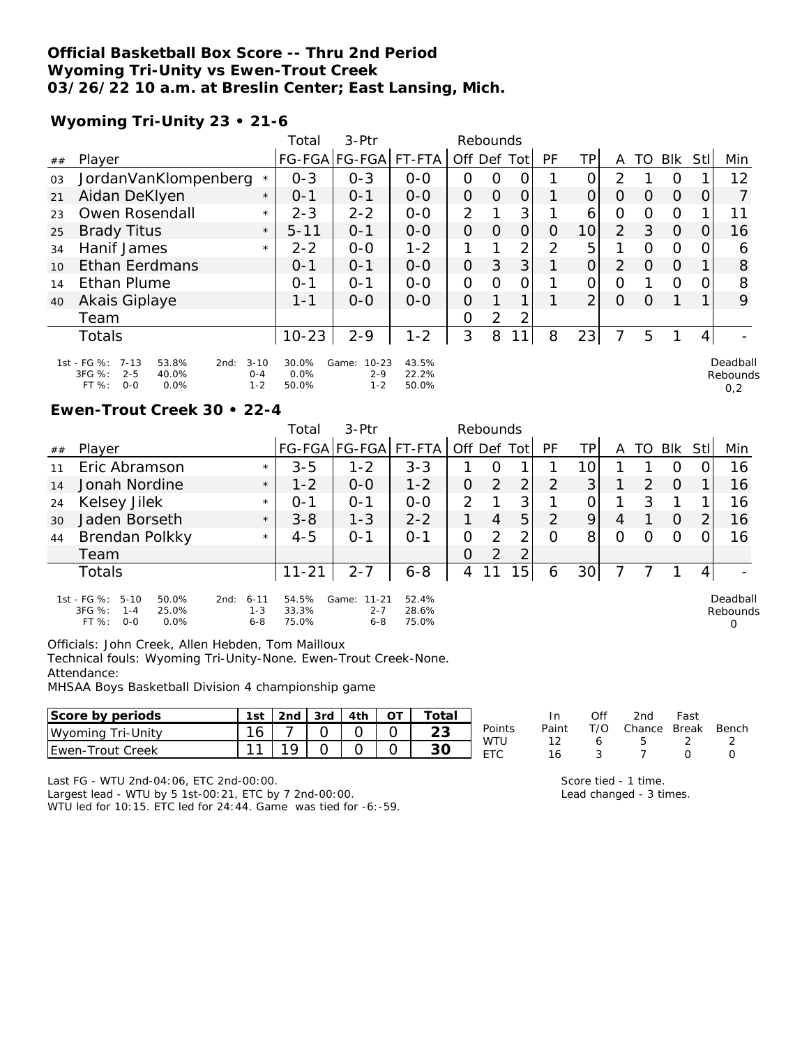**Official Basketball Box Score -- Thru 2nd Period**
**Wyoming Tri-Unity vs Ewen-Trout Creek**
**03/26/22 10 a.m. at Breslin Center; East Lansing, Mich.**

**Wyoming Tri-Unity 23 • 21-6**

| ## | Player | | Total FG-FGA | 3-Ptr FG-FGA | FT-FTA | Rebounds Off | Def | Tot | PF | TP | A | TO | Blk | Stl | Min |
|---|---|---|---|---|---|---|---|---|---|---|---|---|---|---|---|
| 03 | JordanVanKlompenberg | * | 0-3 | 0-3 | 0-0 | 0 | 0 | 0 | 1 | 0 | 2 | 1 | 0 | 1 | 12 |
| 21 | Aidan DeKlyen | * | 0-1 | 0-1 | 0-0 | 0 | 0 | 0 | 1 | 0 | 0 | 0 | 0 | 0 | 7 |
| 23 | Owen Rosendall | * | 2-3 | 2-2 | 0-0 | 2 | 1 | 3 | 1 | 6 | 0 | 0 | 0 | 1 | 11 |
| 25 | Brady Titus | * | 5-11 | 0-1 | 0-0 | 0 | 0 | 0 | 0 | 10 | 2 | 3 | 0 | 0 | 16 |
| 34 | Hanif James | * | 2-2 | 0-0 | 1-2 | 1 | 1 | 2 | 2 | 5 | 1 | 0 | 0 | 0 | 6 |
| 10 | Ethan Eerdmans | | 0-1 | 0-1 | 0-0 | 0 | 3 | 3 | 1 | 0 | 2 | 0 | 0 | 1 | 8 |
| 14 | Ethan Plume | | 0-1 | 0-1 | 0-0 | 0 | 0 | 0 | 1 | 0 | 0 | 1 | 0 | 0 | 8 |
| 40 | Akais Giplaye | | 1-1 | 0-0 | 0-0 | 0 | 1 | 1 | 1 | 2 | 0 | 0 | 1 | 1 | 9 |
| | Team | | | | | 0 | 2 | 2 | | | | | | | |
| | Totals | | 10-23 | 2-9 | 1-2 | 3 | 8 | 11 | 8 | 23 | 7 | 5 | 1 | 4 | - |

1st - FG %: 7-13 53.8% 3FG %: 2-5 40.0% FT %: 0-0 0.0%
2nd: 3-10 30.0% 0-4 0.0% 1-2 50.0%
Game: 10-23 43.5% 2-9 22.2% 1-2 50.0%
Deadball Rebounds 0,2

**Ewen-Trout Creek 30 • 22-4**

| ## | Player | | Total FG-FGA | 3-Ptr FG-FGA | FT-FTA | Rebounds Off | Def | Tot | PF | TP | A | TO | Blk | Stl | Min |
|---|---|---|---|---|---|---|---|---|---|---|---|---|---|---|---|
| 11 | Eric Abramson | * | 3-5 | 1-2 | 3-3 | 1 | 0 | 1 | 1 | 10 | 1 | 1 | 0 | 0 | 16 |
| 14 | Jonah Nordine | * | 1-2 | 0-0 | 1-2 | 0 | 2 | 2 | 2 | 3 | 1 | 2 | 0 | 1 | 16 |
| 24 | Kelsey Jilek | * | 0-1 | 0-1 | 0-0 | 2 | 1 | 3 | 1 | 0 | 1 | 3 | 1 | 1 | 16 |
| 30 | Jaden Borseth | * | 3-8 | 1-3 | 2-2 | 1 | 4 | 5 | 2 | 9 | 4 | 1 | 0 | 2 | 16 |
| 44 | Brendan Polkky | * | 4-5 | 0-1 | 0-1 | 0 | 2 | 2 | 0 | 8 | 0 | 0 | 0 | 0 | 16 |
| | Team | | | | | 0 | 2 | 2 | | | | | | | |
| | Totals | | 11-21 | 2-7 | 6-8 | 4 | 11 | 15 | 6 | 30 | 7 | 7 | 1 | 4 | - |

1st - FG %: 5-10 50.0% 3FG %: 1-4 25.0% FT %: 0-0 0.0%
2nd: 6-11 54.5% 1-3 33.3% 6-8 75.0%
Game: 11-21 52.4% 2-7 28.6% 6-8 75.0%
Deadball Rebounds 0

Officials: John Creek, Allen Hebden, Tom Mailloux
Technical fouls: Wyoming Tri-Unity-None. Ewen-Trout Creek-None.
Attendance:
MHSAA Boys Basketball Division 4 championship game

| Score by periods | 1st | 2nd | 3rd | 4th | OT | Total |
|---|---|---|---|---|---|---|
| Wyoming Tri-Unity | 16 | 7 | 0 | 0 | 0 | 23 |
| Ewen-Trout Creek | 11 | 19 | 0 | 0 | 0 | 30 |

| Points | In Paint | Off T/O | 2nd Chance | Fast Break | Bench |
|---|---|---|---|---|---|
| WTU | 12 | 6 | 5 | 2 | 2 |
| ETC | 16 | 3 | 7 | 0 | 0 |

Last FG - WTU 2nd-04:06, ETC 2nd-00:00.
Largest lead - WTU by 5 1st-00:21, ETC by 7 2nd-00:00.
WTU led for 10:15. ETC led for 24:44. Game was tied for -6:-59.

Score tied - 1 time.
Lead changed - 3 times.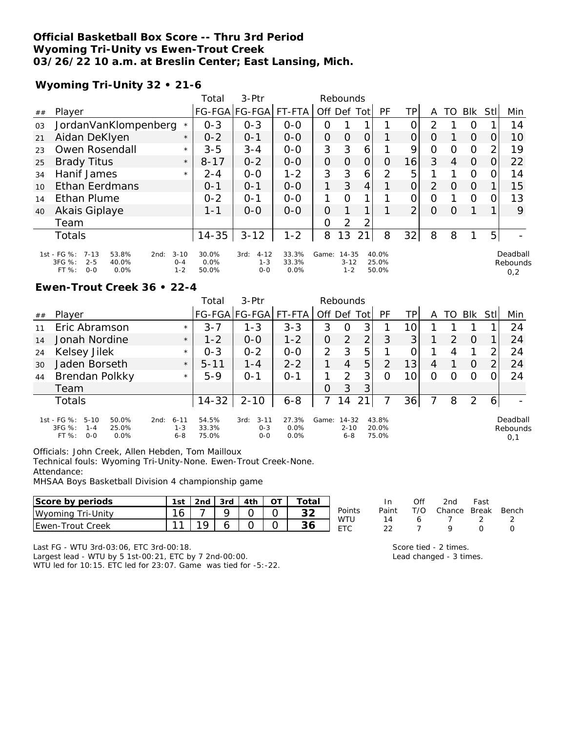**Official Basketball Box Score -- Thru 3rd Period**
**Wyoming Tri-Unity vs Ewen-Trout Creek**
**03/26/22 10 a.m. at Breslin Center; East Lansing, Mich.**

**Wyoming Tri-Unity 32 • 21-6**

| ## | Player | | Total FG-FGA | 3-Ptr FG-FGA | FT-FTA | Rebounds Off | Def | Tot | PF | TP | A | TO | Blk | Stl | Min |
|---|---|---|---|---|---|---|---|---|---|---|---|---|---|---|---|
| 03 | JordanVanKlompenberg | * | 0-3 | 0-3 | 0-0 | 0 | 1 | 1 | 1 | 0 | 2 | 1 | 0 | 1 | 14 |
| 21 | Aidan DeKlyen | * | 0-2 | 0-1 | 0-0 | 0 | 0 | 0 | 1 | 0 | 0 | 1 | 0 | 0 | 10 |
| 23 | Owen Rosendall | * | 3-5 | 3-4 | 0-0 | 3 | 3 | 6 | 1 | 9 | 0 | 0 | 0 | 2 | 19 |
| 25 | Brady Titus | * | 8-17 | 0-2 | 0-0 | 0 | 0 | 0 | 0 | 16 | 3 | 4 | 0 | 0 | 22 |
| 34 | Hanif James | * | 2-4 | 0-0 | 1-2 | 3 | 3 | 6 | 2 | 5 | 1 | 1 | 0 | 0 | 14 |
| 10 | Ethan Eerdmans | | 0-1 | 0-1 | 0-0 | 1 | 3 | 4 | 1 | 0 | 2 | 0 | 0 | 1 | 15 |
| 14 | Ethan Plume | | 0-2 | 0-1 | 0-0 | 1 | 0 | 1 | 1 | 0 | 0 | 1 | 0 | 0 | 13 |
| 40 | Akais Giplaye | | 1-1 | 0-0 | 0-0 | 0 | 1 | 1 | 1 | 2 | 0 | 0 | 1 | 1 | 9 |
| | Team | | | | | 0 | 2 | 2 | | | | | | | |
| | Totals | | 14-35 | 3-12 | 1-2 | 8 | 13 | 21 | 8 | 32 | 8 | 8 | 1 | 5 | - |

| | 1st | | 2nd | | 3rd | | Game | |
|---|---|---|---|---|---|---|---|---|
| FG % | 7-13 | 53.8% | 3-10 | 30.0% | 4-12 | 33.3% | 14-35 | 40.0% |
| 3FG % | 2-5 | 40.0% | 0-4 | 0.0% | 1-3 | 33.3% | 3-12 | 25.0% |
| FT % | 0-0 | 0.0% | 1-2 | 50.0% | 0-0 | 0.0% | 1-2 | 50.0% |

Deadball Rebounds 0,2

**Ewen-Trout Creek 36 • 22-4**

| ## | Player | | Total FG-FGA | 3-Ptr FG-FGA | FT-FTA | Rebounds Off | Def | Tot | PF | TP | A | TO | Blk | Stl | Min |
|---|---|---|---|---|---|---|---|---|---|---|---|---|---|---|---|
| 11 | Eric Abramson | * | 3-7 | 1-3 | 3-3 | 3 | 0 | 3 | 1 | 10 | 1 | 1 | 1 | 1 | 24 |
| 14 | Jonah Nordine | * | 1-2 | 0-0 | 1-2 | 0 | 2 | 2 | 3 | 3 | 1 | 2 | 0 | 1 | 24 |
| 24 | Kelsey Jilek | * | 0-3 | 0-2 | 0-0 | 2 | 3 | 5 | 1 | 0 | 1 | 4 | 1 | 2 | 24 |
| 30 | Jaden Borseth | * | 5-11 | 1-4 | 2-2 | 1 | 4 | 5 | 2 | 13 | 4 | 1 | 0 | 2 | 24 |
| 44 | Brendan Polkky | * | 5-9 | 0-1 | 0-1 | 1 | 2 | 3 | 0 | 10 | 0 | 0 | 0 | 0 | 24 |
| | Team | | | | | 0 | 3 | 3 | | | | | | | |
| | Totals | | 14-32 | 2-10 | 6-8 | 7 | 14 | 21 | 7 | 36 | 7 | 8 | 2 | 6 | - |

| | 1st | | 2nd | | 3rd | | Game | |
|---|---|---|---|---|---|---|---|---|
| FG % | 5-10 | 50.0% | 6-11 | 54.5% | 3-11 | 27.3% | 14-32 | 43.8% |
| 3FG % | 1-4 | 25.0% | 1-3 | 33.3% | 0-3 | 0.0% | 2-10 | 20.0% |
| FT % | 0-0 | 0.0% | 6-8 | 75.0% | 0-0 | 0.0% | 6-8 | 75.0% |

Deadball Rebounds 0,1

Officials: John Creek, Allen Hebden, Tom Mailloux
Technical fouls: Wyoming Tri-Unity-None. Ewen-Trout Creek-None.
Attendance:
MHSAA Boys Basketball Division 4 championship game

| Score by periods | 1st | 2nd | 3rd | 4th | OT | Total |
|---|---|---|---|---|---|---|
| Wyoming Tri-Unity | 16 | 7 | 9 | 0 | 0 | 32 |
| Ewen-Trout Creek | 11 | 19 | 6 | 0 | 0 | 36 |

| Points | In Paint | Off T/O | 2nd Chance | Fast Break | Bench |
|---|---|---|---|---|---|
| WTU | 14 | 6 | 7 | 2 | 2 |
| ETC | 22 | 7 | 9 | 0 | 0 |

Last FG - WTU 3rd-03:06, ETC 3rd-00:18.
Largest lead - WTU by 5 1st-00:21, ETC by 7 2nd-00:00.
WTU led for 10:15. ETC led for 23:07. Game was tied for -5:-22.

Score tied - 2 times.
Lead changed - 3 times.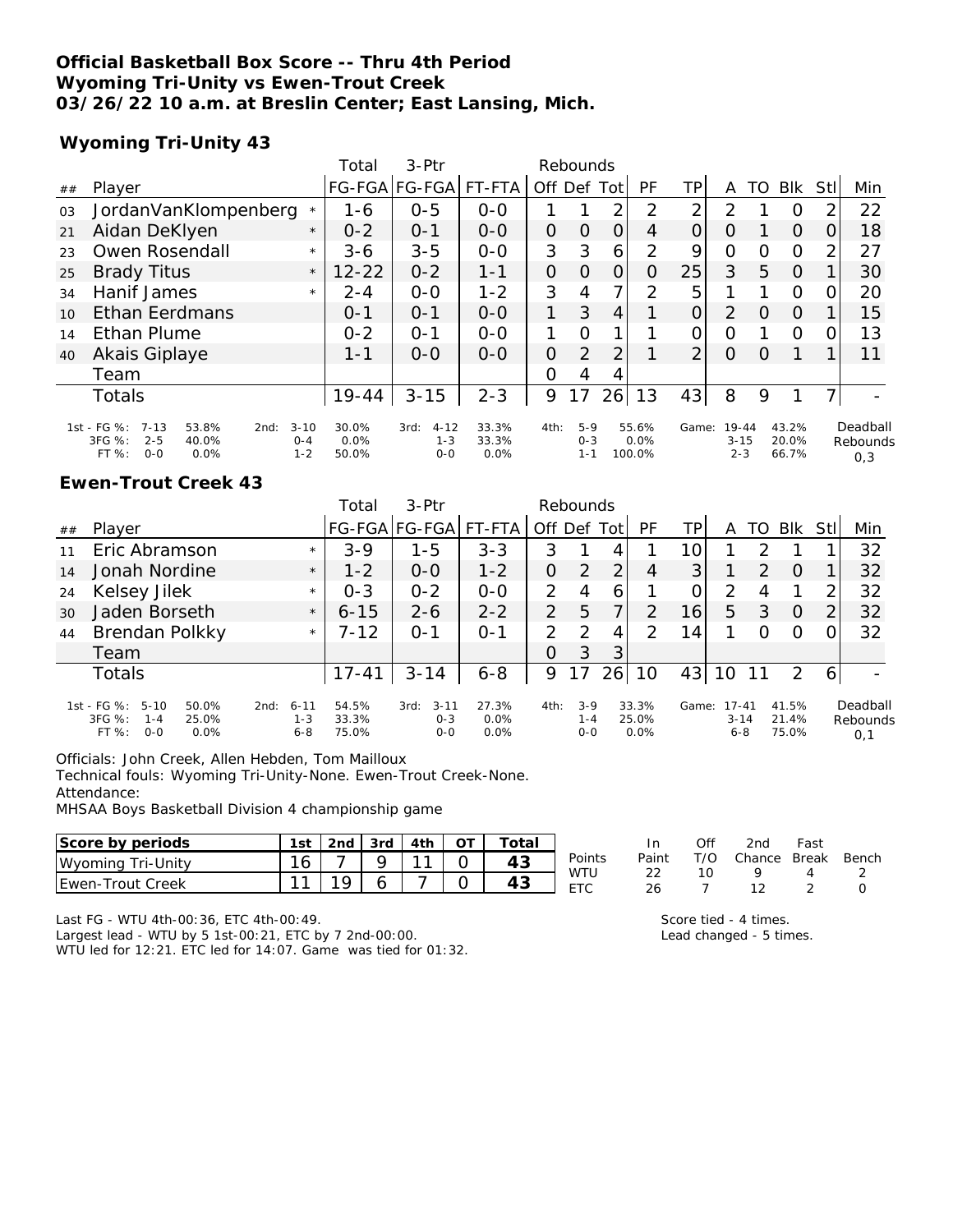**Official Basketball Box Score -- Thru 4th Period**
**Wyoming Tri-Unity vs Ewen-Trout Creek**
**03/26/22 10 a.m. at Breslin Center; East Lansing, Mich.**

**Wyoming Tri-Unity 43**

| ## | Player | | Total FG-FGA | 3-Ptr FG-FGA | FT-FTA | Rebounds Off | Def | Tot | PF | TP | A | TO | Blk | Stl | Min |
|---|---|---|---|---|---|---|---|---|---|---|---|---|---|---|---|
| 03 | JordanVanKlompenberg | * | 1-6 | 0-5 | 0-0 | 1 | 1 | 2 | 2 | 2 | 2 | 1 | 0 | 2 | 22 |
| 21 | Aidan DeKlyen | * | 0-2 | 0-1 | 0-0 | 0 | 0 | 0 | 4 | 0 | 0 | 1 | 0 | 0 | 18 |
| 23 | Owen Rosendall | * | 3-6 | 3-5 | 0-0 | 3 | 3 | 6 | 2 | 9 | 0 | 0 | 0 | 2 | 27 |
| 25 | Brady Titus | * | 12-22 | 0-2 | 1-1 | 0 | 0 | 0 | 0 | 25 | 3 | 5 | 0 | 1 | 30 |
| 34 | Hanif James | * | 2-4 | 0-0 | 1-2 | 3 | 4 | 7 | 2 | 5 | 1 | 1 | 0 | 0 | 20 |
| 10 | Ethan Eerdmans | | 0-1 | 0-1 | 0-0 | 1 | 3 | 4 | 1 | 0 | 2 | 0 | 0 | 1 | 15 |
| 14 | Ethan Plume | | 0-2 | 0-1 | 0-0 | 1 | 0 | 1 | 1 | 0 | 0 | 1 | 0 | 0 | 13 |
| 40 | Akais Giplaye | | 1-1 | 0-0 | 0-0 | 0 | 2 | 2 | 1 | 2 | 0 | 0 | 1 | 1 | 11 |
| | Team | | | | | 0 | 4 | 4 | | | | | | | |
| | Totals | | 19-44 | 3-15 | 2-3 | 9 | 17 | 26 | 13 | 43 | 8 | 9 | 1 | 7 | - |

| | 1st | | 2nd | | 3rd | | 4th | | Game | | |
|---|---|---|---|---|---|---|---|---|---|---|---|
| FG % | 7-13 | 53.8% | 3-10 | 30.0% | 4-12 | 33.3% | 5-9 | 55.6% | 19-44 | 43.2% | Deadball Rebounds |
| 3FG % | 2-5 | 40.0% | 0-4 | 0.0% | 1-3 | 33.3% | 0-3 | 0.0% | 3-15 | 20.0% | 0,3 |
| FT % | 0-0 | 0.0% | 1-2 | 50.0% | 0-0 | 0.0% | 1-1 | 100.0% | 2-3 | 66.7% | |

**Ewen-Trout Creek 43**

| ## | Player | | Total FG-FGA | 3-Ptr FG-FGA | FT-FTA | Rebounds Off | Def | Tot | PF | TP | A | TO | Blk | Stl | Min |
|---|---|---|---|---|---|---|---|---|---|---|---|---|---|---|---|
| 11 | Eric Abramson | * | 3-9 | 1-5 | 3-3 | 3 | 1 | 4 | 1 | 10 | 1 | 2 | 1 | 1 | 32 |
| 14 | Jonah Nordine | * | 1-2 | 0-0 | 1-2 | 0 | 2 | 2 | 4 | 3 | 1 | 2 | 0 | 1 | 32 |
| 24 | Kelsey Jilek | * | 0-3 | 0-2 | 0-0 | 2 | 4 | 6 | 1 | 0 | 2 | 4 | 1 | 2 | 32 |
| 30 | Jaden Borseth | * | 6-15 | 2-6 | 2-2 | 2 | 5 | 7 | 2 | 16 | 5 | 3 | 0 | 2 | 32 |
| 44 | Brendan Polkky | * | 7-12 | 0-1 | 0-1 | 2 | 2 | 4 | 2 | 14 | 1 | 0 | 0 | 0 | 32 |
| | Team | | | | | 0 | 3 | 3 | | | | | | | |
| | Totals | | 17-41 | 3-14 | 6-8 | 9 | 17 | 26 | 10 | 43 | 10 | 11 | 2 | 6 | - |

| | 1st | | 2nd | | 3rd | | 4th | | Game | | |
|---|---|---|---|---|---|---|---|---|---|---|---|
| FG % | 5-10 | 50.0% | 6-11 | 54.5% | 3-11 | 27.3% | 3-9 | 33.3% | 17-41 | 41.5% | Deadball Rebounds |
| 3FG % | 1-4 | 25.0% | 1-3 | 33.3% | 0-3 | 0.0% | 1-4 | 25.0% | 3-14 | 21.4% | 0,1 |
| FT % | 0-0 | 0.0% | 6-8 | 75.0% | 0-0 | 0.0% | 0-0 | 0.0% | 6-8 | 75.0% | |

Officials: John Creek, Allen Hebden, Tom Mailloux
Technical fouls: Wyoming Tri-Unity-None. Ewen-Trout Creek-None.
Attendance:
MHSAA Boys Basketball Division 4 championship game

| Score by periods | 1st | 2nd | 3rd | 4th | OT | Total |
|---|---|---|---|---|---|---|
| Wyoming Tri-Unity | 16 | 7 | 9 | 11 | 0 | 43 |
| Ewen-Trout Creek | 11 | 19 | 6 | 7 | 0 | 43 |

| Points | In Paint | Off T/O | 2nd Chance | Fast Break | Bench |
|---|---|---|---|---|---|
| WTU | 22 | 10 | 9 | 4 | 2 |
| ETC | 26 | 7 | 12 | 2 | 0 |

Last FG - WTU 4th-00:36, ETC 4th-00:49.
Largest lead - WTU by 5 1st-00:21, ETC by 7 2nd-00:00.
WTU led for 12:21. ETC led for 14:07. Game was tied for 01:32.

Score tied - 4 times.
Lead changed - 5 times.